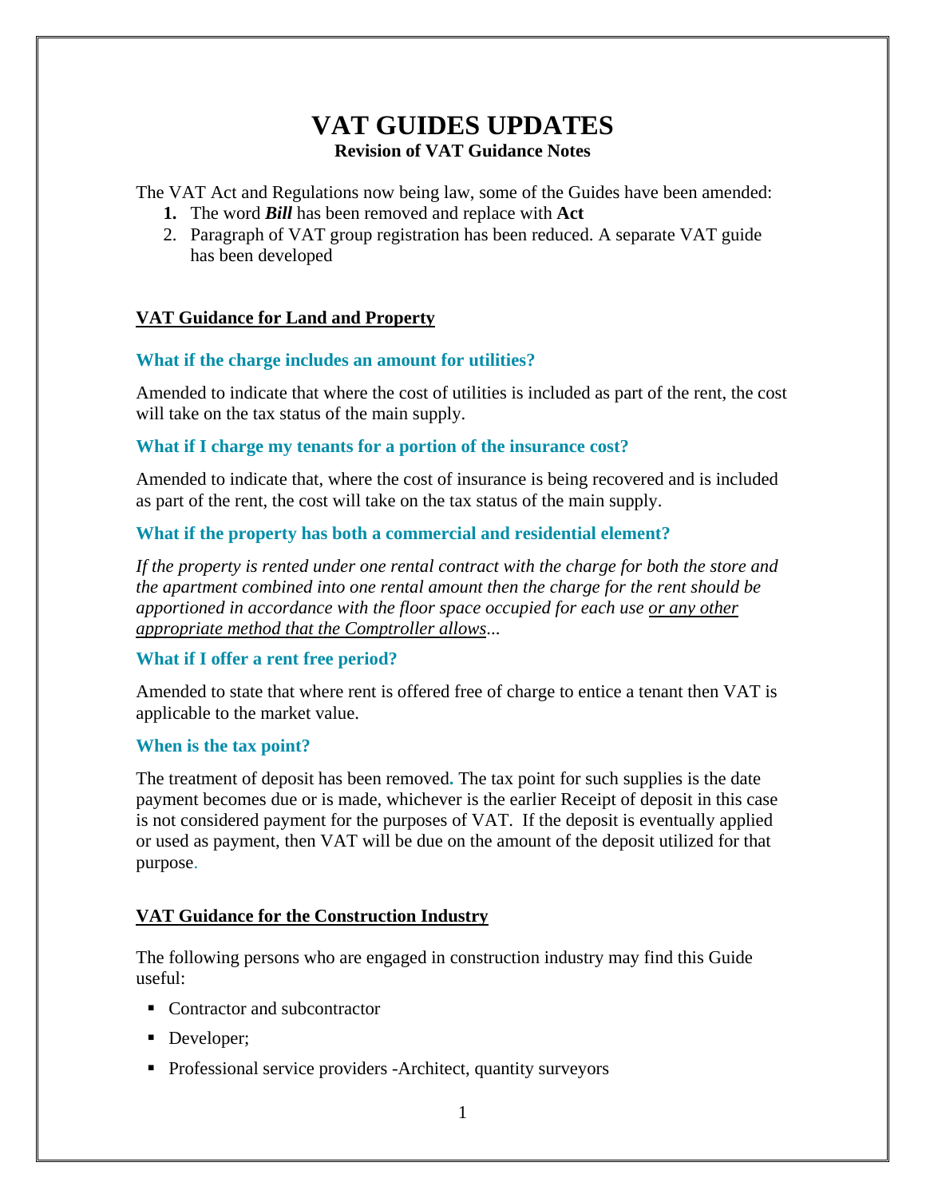# VAT GUIDES UPDATES

**Revision of VAT Guidance Notes**

The VAT Act and Regulations now being law, some of the Guides have been amended:

1. The word ***Bill*** has been removed and replace with **Act**
2. Paragraph of VAT group registration has been reduced. A separate VAT guide has been developed

## VAT Guidance for Land and Property

### What if the charge includes an amount for utilities?

Amended to indicate that where the cost of utilities is included as part of the rent, the cost will take on the tax status of the main supply.

### What if I charge my tenants for a portion of the insurance cost?

Amended to indicate that, where the cost of insurance is being recovered and is included as part of the rent, the cost will take on the tax status of the main supply.

### What if the property has both a commercial and residential element?

*If the property is rented under one rental contract with the charge for both the store and the apartment combined into one rental amount then the charge for the rent should be apportioned in accordance with the floor space occupied for each use <u>or any other appropriate method that the Comptroller allows</u>...*

### What if I offer a rent free period?

Amended to state that where rent is offered free of charge to entice a tenant then VAT is applicable to the market value.

### When is the tax point?

The treatment of deposit has been removed. The tax point for such supplies is the date payment becomes due or is made, whichever is the earlier Receipt of deposit in this case is not considered payment for the purposes of VAT. If the deposit is eventually applied or used as payment, then VAT will be due on the amount of the deposit utilized for that purpose.

## VAT Guidance for the Construction Industry

The following persons who are engaged in construction industry may find this Guide useful:

- Contractor and subcontractor
- Developer;
- Professional service providers -Architect, quantity surveyors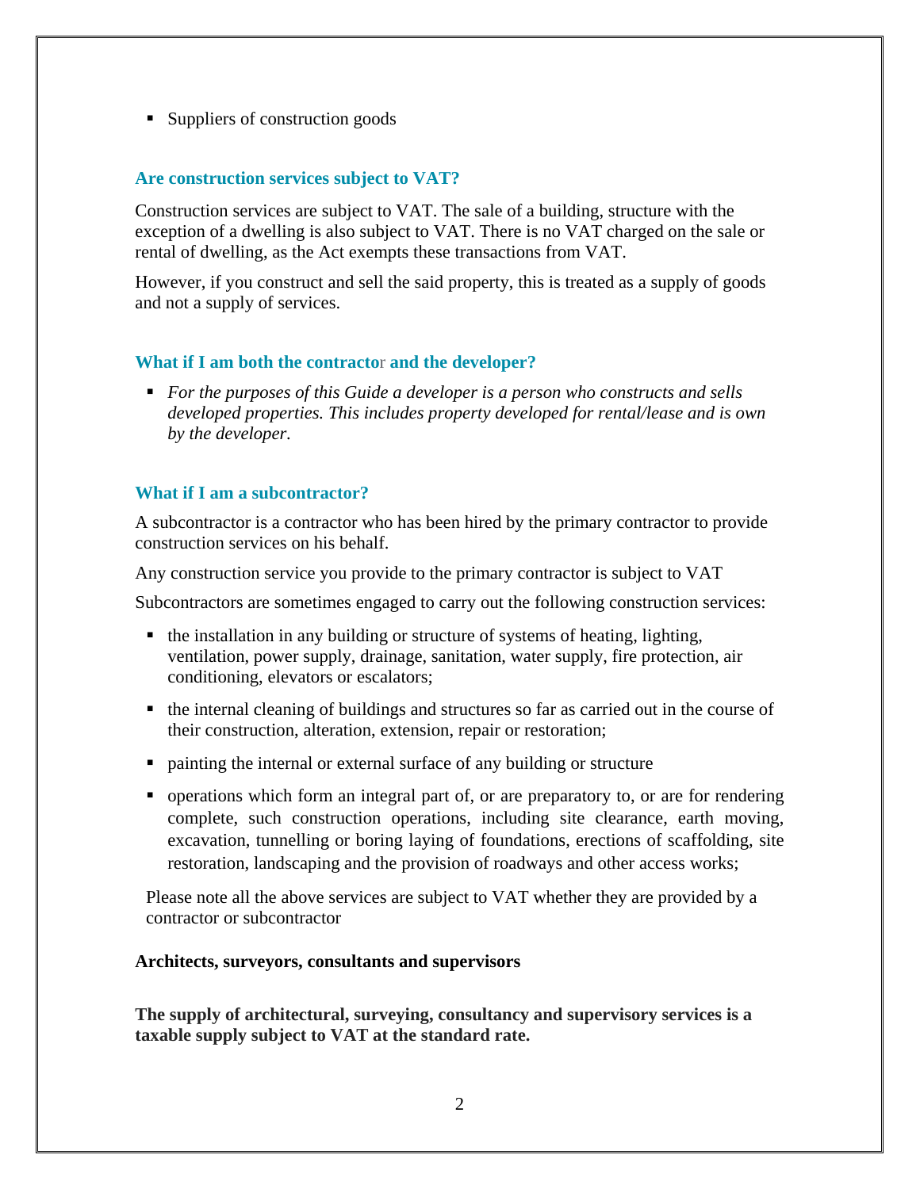- Suppliers of construction goods

### Are construction services subject to VAT?

Construction services are subject to VAT. The sale of a building, structure with the exception of a dwelling is also subject to VAT. There is no VAT charged on the sale or rental of dwelling, as the Act exempts these transactions from VAT.

However, if you construct and sell the said property, this is treated as a supply of goods and not a supply of services.

### What if I am both the contractor and the developer?

- *For the purposes of this Guide a developer is a person who constructs and sells developed properties. This includes property developed for rental/lease and is own by the developer.*

### What if I am a subcontractor?

A subcontractor is a contractor who has been hired by the primary contractor to provide construction services on his behalf.

Any construction service you provide to the primary contractor is subject to VAT

Subcontractors are sometimes engaged to carry out the following construction services:

- the installation in any building or structure of systems of heating, lighting, ventilation, power supply, drainage, sanitation, water supply, fire protection, air conditioning, elevators or escalators;
- the internal cleaning of buildings and structures so far as carried out in the course of their construction, alteration, extension, repair or restoration;
- painting the internal or external surface of any building or structure
- operations which form an integral part of, or are preparatory to, or are for rendering complete, such construction operations, including site clearance, earth moving, excavation, tunnelling or boring laying of foundations, erections of scaffolding, site restoration, landscaping and the provision of roadways and other access works;

Please note all the above services are subject to VAT whether they are provided by a contractor or subcontractor

**Architects, surveyors, consultants and supervisors**

**The supply of architectural, surveying, consultancy and supervisory services is a taxable supply subject to VAT at the standard rate.**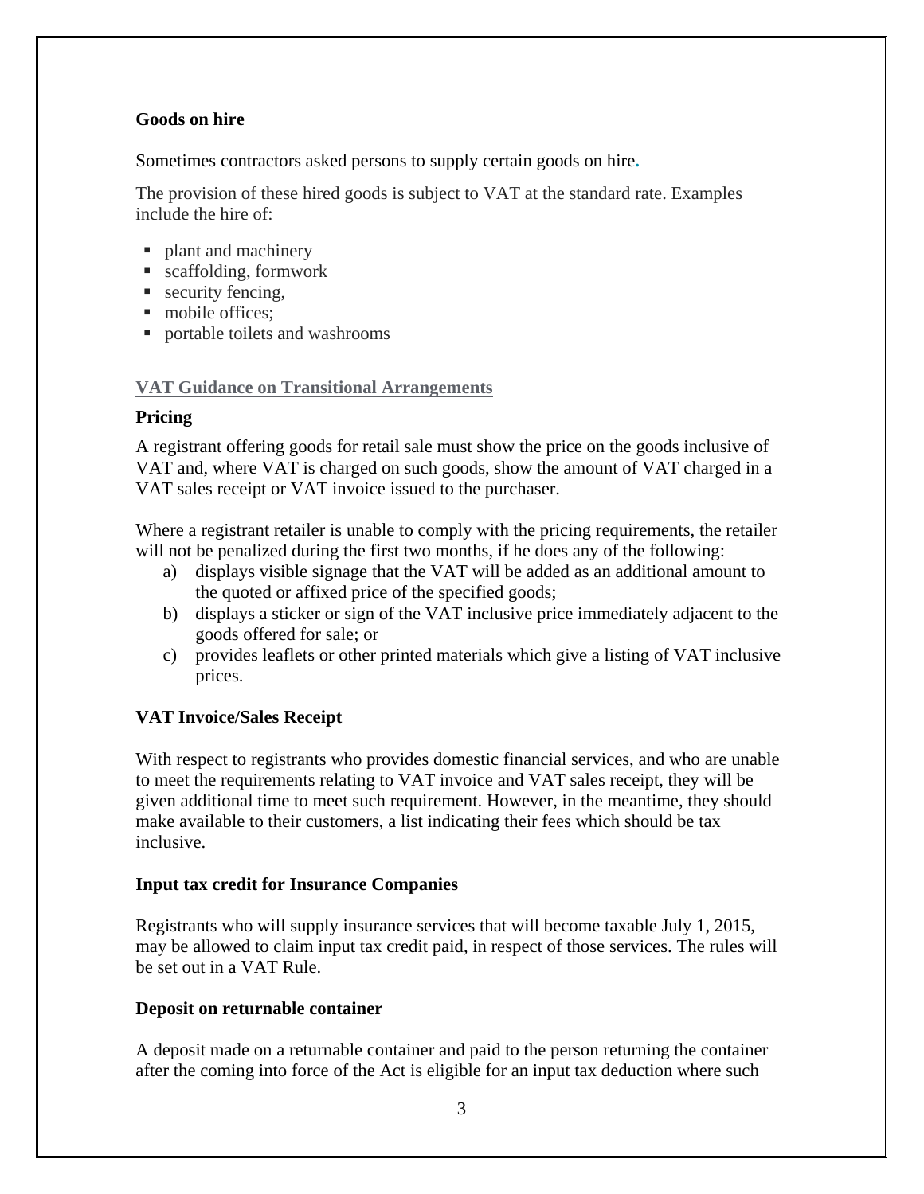**Goods on hire**

Sometimes contractors asked persons to supply certain goods on hire.

The provision of these hired goods is subject to VAT at the standard rate. Examples include the hire of:

- plant and machinery
- scaffolding, formwork
- security fencing,
- mobile offices;
- portable toilets and washrooms

## VAT Guidance on Transitional Arrangements

**Pricing**

A registrant offering goods for retail sale must show the price on the goods inclusive of VAT and, where VAT is charged on such goods, show the amount of VAT charged in a VAT sales receipt or VAT invoice issued to the purchaser.

Where a registrant retailer is unable to comply with the pricing requirements, the retailer will not be penalized during the first two months, if he does any of the following:

a) displays visible signage that the VAT will be added as an additional amount to the quoted or affixed price of the specified goods;
b) displays a sticker or sign of the VAT inclusive price immediately adjacent to the goods offered for sale; or
c) provides leaflets or other printed materials which give a listing of VAT inclusive prices.

**VAT Invoice/Sales Receipt**

With respect to registrants who provides domestic financial services, and who are unable to meet the requirements relating to VAT invoice and VAT sales receipt, they will be given additional time to meet such requirement. However, in the meantime, they should make available to their customers, a list indicating their fees which should be tax inclusive.

**Input tax credit for Insurance Companies**

Registrants who will supply insurance services that will become taxable July 1, 2015, may be allowed to claim input tax credit paid, in respect of those services. The rules will be set out in a VAT Rule.

**Deposit on returnable container**

A deposit made on a returnable container and paid to the person returning the container after the coming into force of the Act is eligible for an input tax deduction where such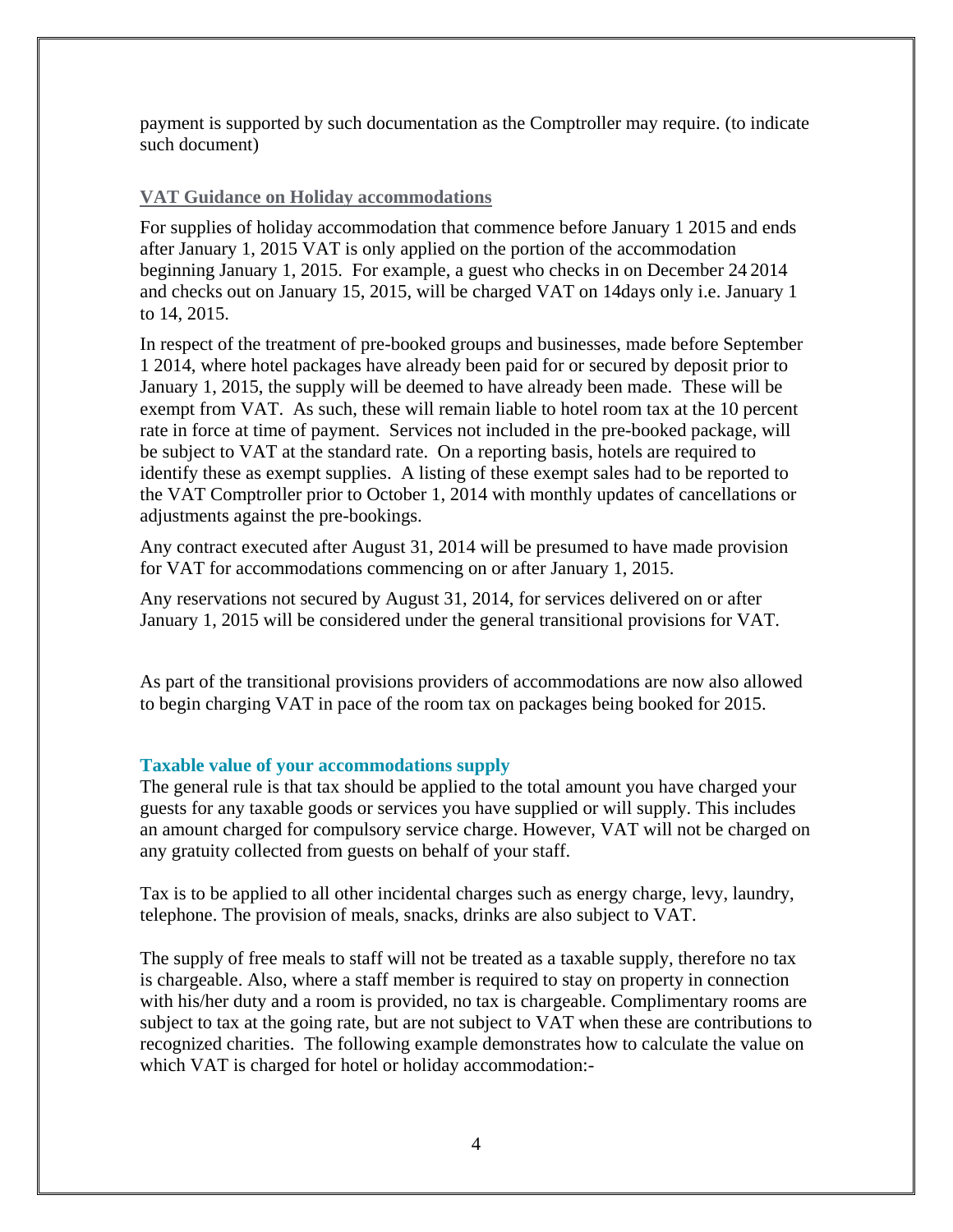payment is supported by such documentation as the Comptroller may require. (to indicate such document)

## VAT Guidance on Holiday accommodations

For supplies of holiday accommodation that commence before January 1 2015 and ends after January 1, 2015 VAT is only applied on the portion of the accommodation beginning January 1, 2015. For example, a guest who checks in on December 24 2014 and checks out on January 15, 2015, will be charged VAT on 14days only i.e. January 1 to 14, 2015.

In respect of the treatment of pre-booked groups and businesses, made before September 1 2014, where hotel packages have already been paid for or secured by deposit prior to January 1, 2015, the supply will be deemed to have already been made. These will be exempt from VAT. As such, these will remain liable to hotel room tax at the 10 percent rate in force at time of payment. Services not included in the pre-booked package, will be subject to VAT at the standard rate. On a reporting basis, hotels are required to identify these as exempt supplies. A listing of these exempt sales had to be reported to the VAT Comptroller prior to October 1, 2014 with monthly updates of cancellations or adjustments against the pre-bookings.

Any contract executed after August 31, 2014 will be presumed to have made provision for VAT for accommodations commencing on or after January 1, 2015.

Any reservations not secured by August 31, 2014, for services delivered on or after January 1, 2015 will be considered under the general transitional provisions for VAT.

As part of the transitional provisions providers of accommodations are now also allowed to begin charging VAT in pace of the room tax on packages being booked for 2015.

## Taxable value of your accommodations supply

The general rule is that tax should be applied to the total amount you have charged your guests for any taxable goods or services you have supplied or will supply. This includes an amount charged for compulsory service charge. However, VAT will not be charged on any gratuity collected from guests on behalf of your staff.

Tax is to be applied to all other incidental charges such as energy charge, levy, laundry, telephone. The provision of meals, snacks, drinks are also subject to VAT.

The supply of free meals to staff will not be treated as a taxable supply, therefore no tax is chargeable. Also, where a staff member is required to stay on property in connection with his/her duty and a room is provided, no tax is chargeable. Complimentary rooms are subject to tax at the going rate, but are not subject to VAT when these are contributions to recognized charities. The following example demonstrates how to calculate the value on which VAT is charged for hotel or holiday accommodation:-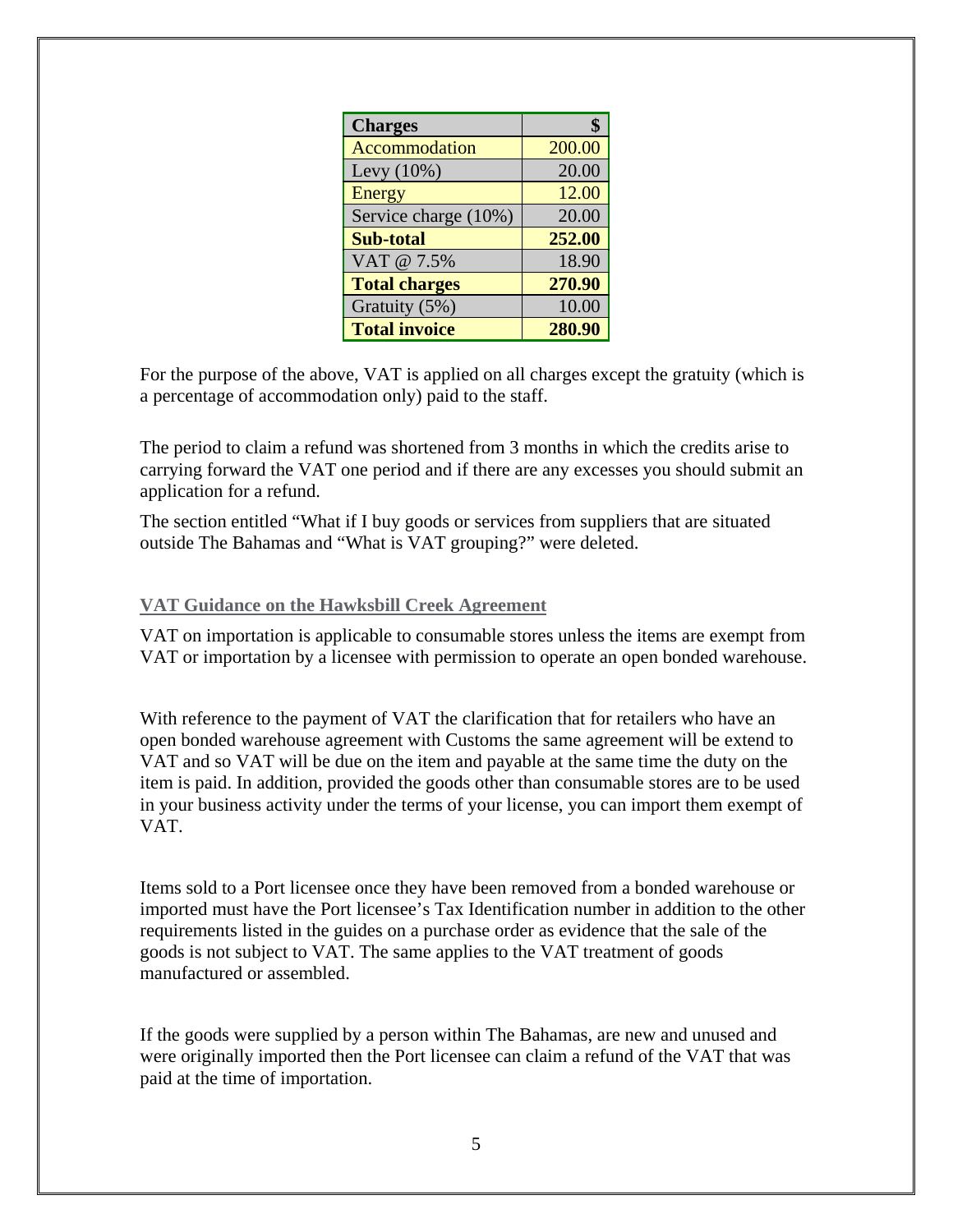| Charges | $ |
|---|---|
| Accommodation | 200.00 |
| Levy (10%) | 20.00 |
| Energy | 12.00 |
| Service charge (10%) | 20.00 |
| **Sub-total** | **252.00** |
| VAT @ 7.5% | 18.90 |
| **Total charges** | **270.90** |
| Gratuity (5%) | 10.00 |
| **Total invoice** | **280.90** |

For the purpose of the above, VAT is applied on all charges except the gratuity (which is a percentage of accommodation only) paid to the staff.

The period to claim a refund was shortened from 3 months in which the credits arise to carrying forward the VAT one period and if there are any excesses you should submit an application for a refund.

The section entitled "What if I buy goods or services from suppliers that are situated outside The Bahamas and "What is VAT grouping?" were deleted.

## VAT Guidance on the Hawksbill Creek Agreement

VAT on importation is applicable to consumable stores unless the items are exempt from VAT or importation by a licensee with permission to operate an open bonded warehouse.

With reference to the payment of VAT the clarification that for retailers who have an open bonded warehouse agreement with Customs the same agreement will be extend to VAT and so VAT will be due on the item and payable at the same time the duty on the item is paid. In addition, provided the goods other than consumable stores are to be used in your business activity under the terms of your license, you can import them exempt of VAT.

Items sold to a Port licensee once they have been removed from a bonded warehouse or imported must have the Port licensee's Tax Identification number in addition to the other requirements listed in the guides on a purchase order as evidence that the sale of the goods is not subject to VAT. The same applies to the VAT treatment of goods manufactured or assembled.

If the goods were supplied by a person within The Bahamas, are new and unused and were originally imported then the Port licensee can claim a refund of the VAT that was paid at the time of importation.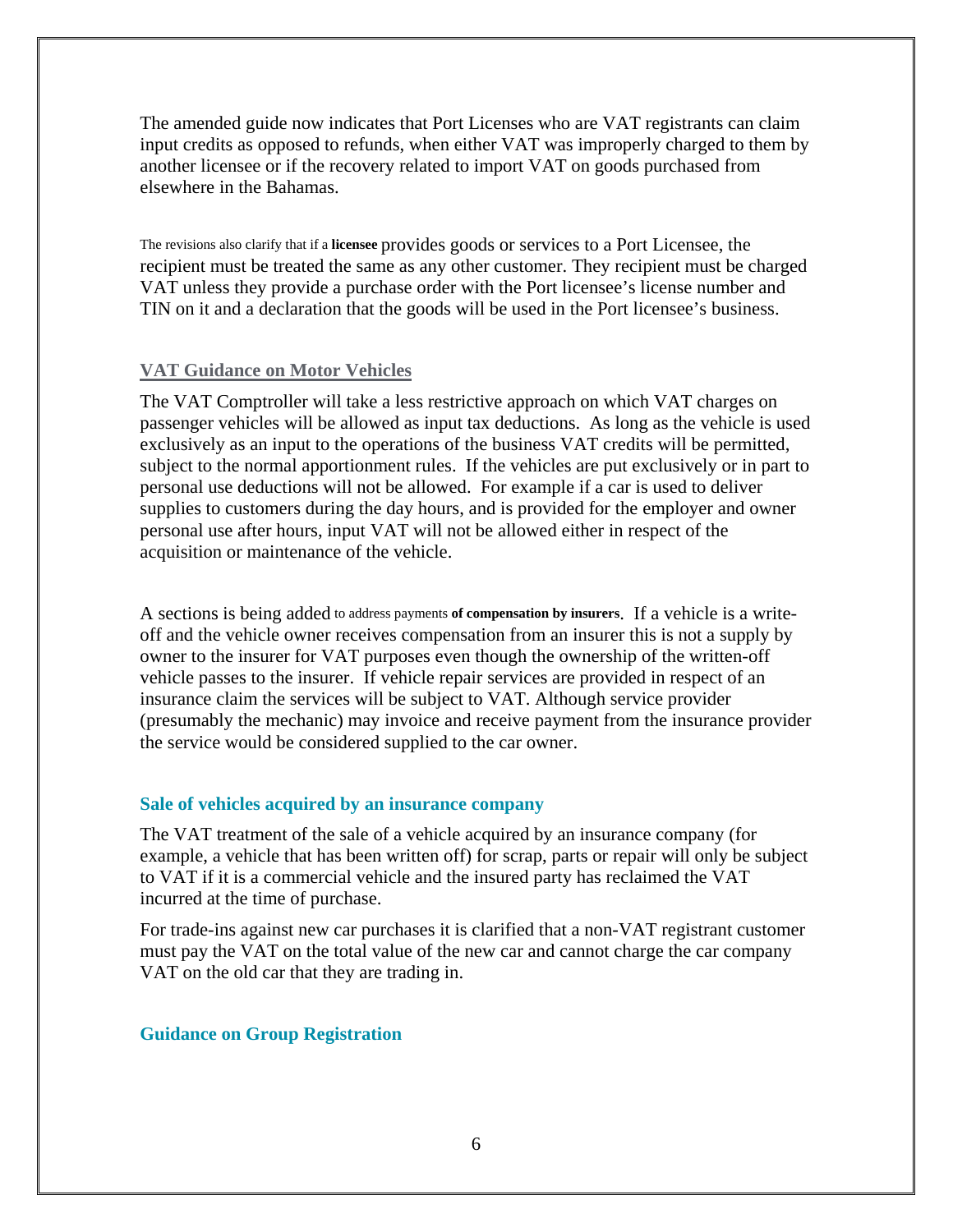The amended guide now indicates that Port Licenses who are VAT registrants can claim input credits as opposed to refunds, when either VAT was improperly charged to them by another licensee or if the recovery related to import VAT on goods purchased from elsewhere in the Bahamas.

The revisions also clarify that if a **licensee** provides goods or services to a Port Licensee, the recipient must be treated the same as any other customer. They recipient must be charged VAT unless they provide a purchase order with the Port licensee's license number and TIN on it and a declaration that the goods will be used in the Port licensee's business.

## VAT Guidance on Motor Vehicles

The VAT Comptroller will take a less restrictive approach on which VAT charges on passenger vehicles will be allowed as input tax deductions. As long as the vehicle is used exclusively as an input to the operations of the business VAT credits will be permitted, subject to the normal apportionment rules. If the vehicles are put exclusively or in part to personal use deductions will not be allowed. For example if a car is used to deliver supplies to customers during the day hours, and is provided for the employer and owner personal use after hours, input VAT will not be allowed either in respect of the acquisition or maintenance of the vehicle.

A sections is being added to address payments **of compensation by insurers**. If a vehicle is a write-off and the vehicle owner receives compensation from an insurer this is not a supply by owner to the insurer for VAT purposes even though the ownership of the written-off vehicle passes to the insurer. If vehicle repair services are provided in respect of an insurance claim the services will be subject to VAT. Although service provider (presumably the mechanic) may invoice and receive payment from the insurance provider the service would be considered supplied to the car owner.

### Sale of vehicles acquired by an insurance company

The VAT treatment of the sale of a vehicle acquired by an insurance company (for example, a vehicle that has been written off) for scrap, parts or repair will only be subject to VAT if it is a commercial vehicle and the insured party has reclaimed the VAT incurred at the time of purchase.

For trade-ins against new car purchases it is clarified that a non-VAT registrant customer must pay the VAT on the total value of the new car and cannot charge the car company VAT on the old car that they are trading in.

### Guidance on Group Registration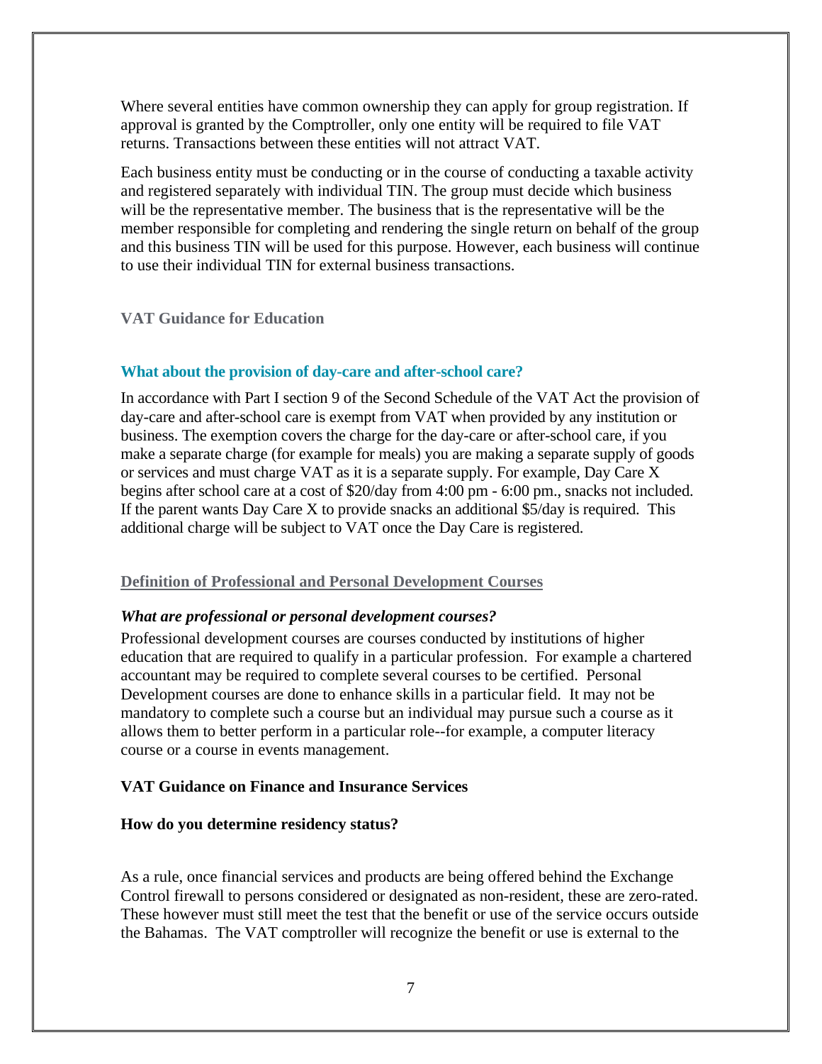Where several entities have common ownership they can apply for group registration. If approval is granted by the Comptroller, only one entity will be required to file VAT returns. Transactions between these entities will not attract VAT.

Each business entity must be conducting or in the course of conducting a taxable activity and registered separately with individual TIN. The group must decide which business will be the representative member. The business that is the representative will be the member responsible for completing and rendering the single return on behalf of the group and this business TIN will be used for this purpose. However, each business will continue to use their individual TIN for external business transactions.

## VAT Guidance for Education

### What about the provision of day-care and after-school care?

In accordance with Part I section 9 of the Second Schedule of the VAT Act the provision of day-care and after-school care is exempt from VAT when provided by any institution or business. The exemption covers the charge for the day-care or after-school care, if you make a separate charge (for example for meals) you are making a separate supply of goods or services and must charge VAT as it is a separate supply. For example, Day Care X begins after school care at a cost of $20/day from 4:00 pm - 6:00 pm., snacks not included. If the parent wants Day Care X to provide snacks an additional $5/day is required. This additional charge will be subject to VAT once the Day Care is registered.

### Definition of Professional and Personal Development Courses

***What are professional or personal development courses?***

Professional development courses are courses conducted by institutions of higher education that are required to qualify in a particular profession. For example a chartered accountant may be required to complete several courses to be certified. Personal Development courses are done to enhance skills in a particular field. It may not be mandatory to complete such a course but an individual may pursue such a course as it allows them to better perform in a particular role--for example, a computer literacy course or a course in events management.

## VAT Guidance on Finance and Insurance Services

### How do you determine residency status?

As a rule, once financial services and products are being offered behind the Exchange Control firewall to persons considered or designated as non-resident, these are zero-rated. These however must still meet the test that the benefit or use of the service occurs outside the Bahamas. The VAT comptroller will recognize the benefit or use is external to the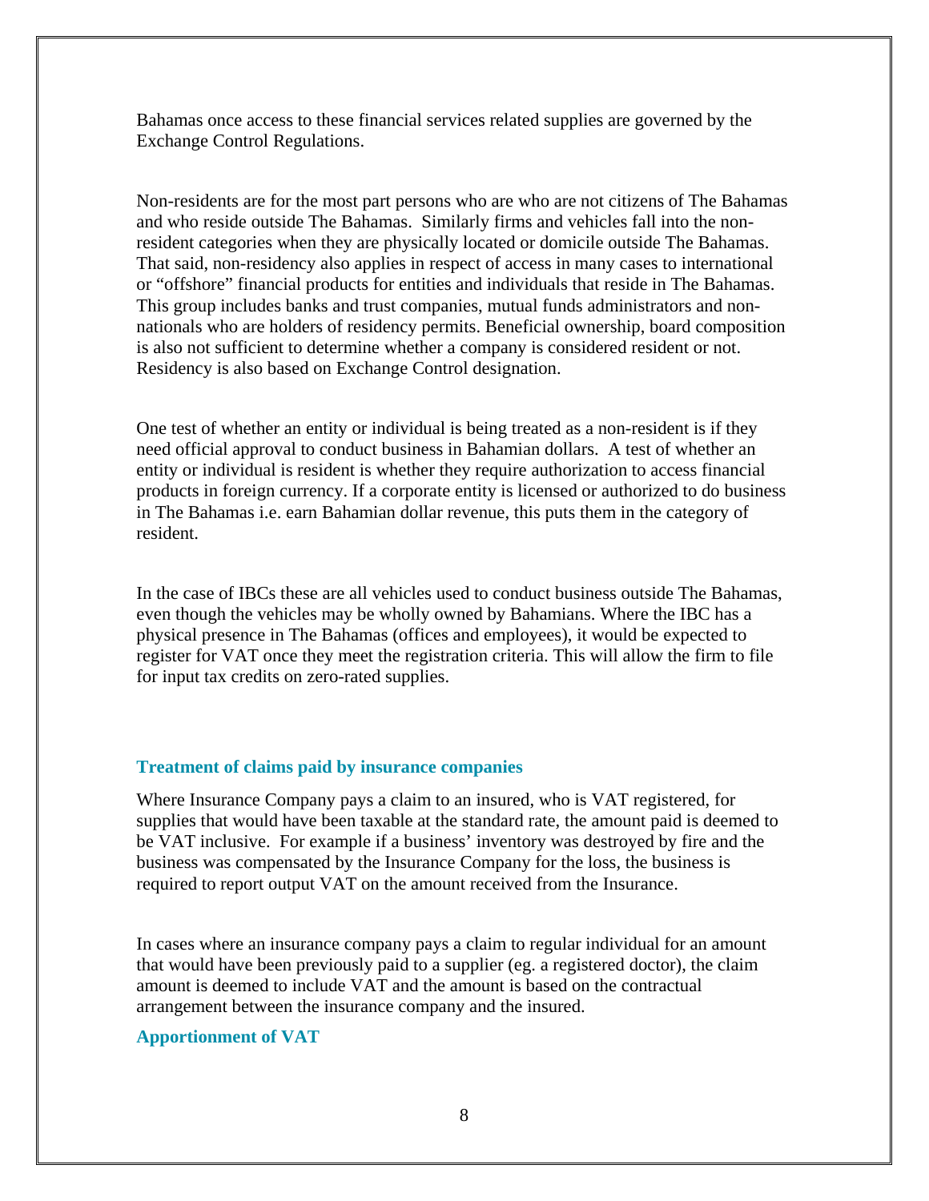Bahamas once access to these financial services related supplies are governed by the Exchange Control Regulations.

Non-residents are for the most part persons who are who are not citizens of The Bahamas and who reside outside The Bahamas. Similarly firms and vehicles fall into the non-resident categories when they are physically located or domicile outside The Bahamas. That said, non-residency also applies in respect of access in many cases to international or "offshore" financial products for entities and individuals that reside in The Bahamas. This group includes banks and trust companies, mutual funds administrators and non-nationals who are holders of residency permits. Beneficial ownership, board composition is also not sufficient to determine whether a company is considered resident or not. Residency is also based on Exchange Control designation.

One test of whether an entity or individual is being treated as a non-resident is if they need official approval to conduct business in Bahamian dollars. A test of whether an entity or individual is resident is whether they require authorization to access financial products in foreign currency. If a corporate entity is licensed or authorized to do business in The Bahamas i.e. earn Bahamian dollar revenue, this puts them in the category of resident.

In the case of IBCs these are all vehicles used to conduct business outside The Bahamas, even though the vehicles may be wholly owned by Bahamians. Where the IBC has a physical presence in The Bahamas (offices and employees), it would be expected to register for VAT once they meet the registration criteria. This will allow the firm to file for input tax credits on zero-rated supplies.

### Treatment of claims paid by insurance companies

Where Insurance Company pays a claim to an insured, who is VAT registered, for supplies that would have been taxable at the standard rate, the amount paid is deemed to be VAT inclusive. For example if a business' inventory was destroyed by fire and the business was compensated by the Insurance Company for the loss, the business is required to report output VAT on the amount received from the Insurance.

In cases where an insurance company pays a claim to regular individual for an amount that would have been previously paid to a supplier (eg. a registered doctor), the claim amount is deemed to include VAT and the amount is based on the contractual arrangement between the insurance company and the insured.

### Apportionment of VAT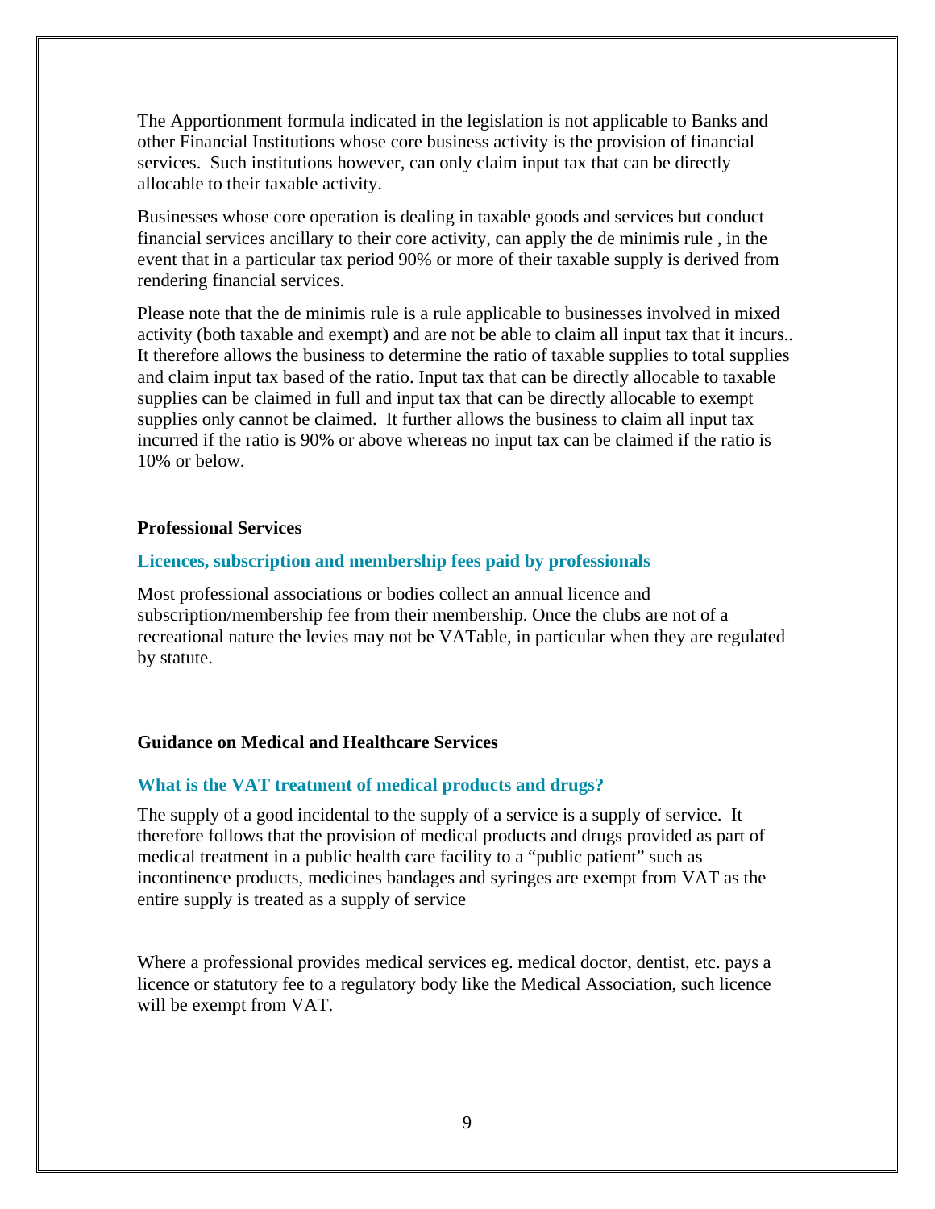The Apportionment formula indicated in the legislation is not applicable to Banks and other Financial Institutions whose core business activity is the provision of financial services. Such institutions however, can only claim input tax that can be directly allocable to their taxable activity.

Businesses whose core operation is dealing in taxable goods and services but conduct financial services ancillary to their core activity, can apply the de minimis rule , in the event that in a particular tax period 90% or more of their taxable supply is derived from rendering financial services.

Please note that the de minimis rule is a rule applicable to businesses involved in mixed activity (both taxable and exempt) and are not be able to claim all input tax that it incurs.. It therefore allows the business to determine the ratio of taxable supplies to total supplies and claim input tax based of the ratio. Input tax that can be directly allocable to taxable supplies can be claimed in full and input tax that can be directly allocable to exempt supplies only cannot be claimed. It further allows the business to claim all input tax incurred if the ratio is 90% or above whereas no input tax can be claimed if the ratio is 10% or below.

## Professional Services

### Licences, subscription and membership fees paid by professionals

Most professional associations or bodies collect an annual licence and subscription/membership fee from their membership. Once the clubs are not of a recreational nature the levies may not be VATable, in particular when they are regulated by statute.

## Guidance on Medical and Healthcare Services

### What is the VAT treatment of medical products and drugs?

The supply of a good incidental to the supply of a service is a supply of service. It therefore follows that the provision of medical products and drugs provided as part of medical treatment in a public health care facility to a "public patient" such as incontinence products, medicines bandages and syringes are exempt from VAT as the entire supply is treated as a supply of service

Where a professional provides medical services eg. medical doctor, dentist, etc. pays a licence or statutory fee to a regulatory body like the Medical Association, such licence will be exempt from VAT.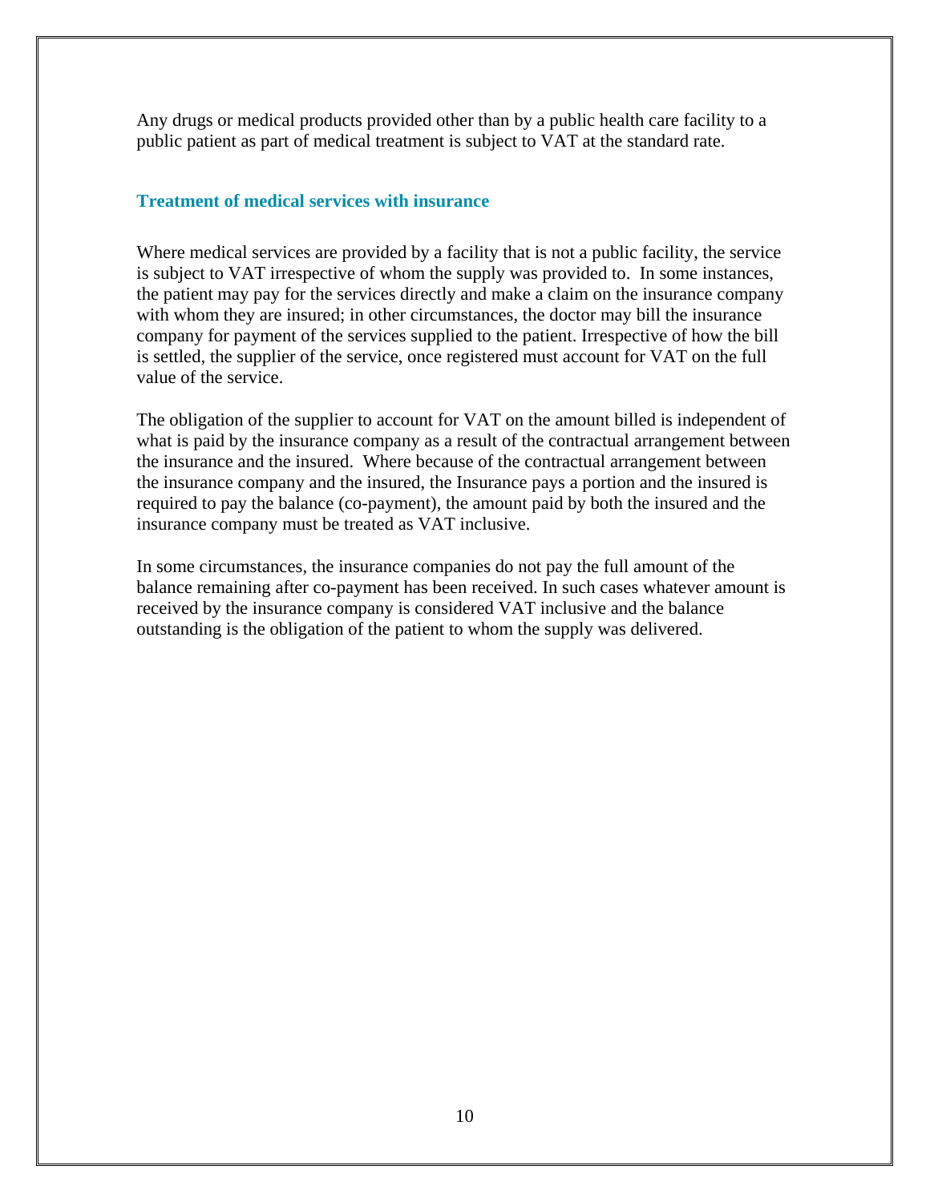Any drugs or medical products provided other than by a public health care facility to a public patient as part of medical treatment is subject to VAT at the standard rate.

### Treatment of medical services with insurance

Where medical services are provided by a facility that is not a public facility, the service is subject to VAT irrespective of whom the supply was provided to. In some instances, the patient may pay for the services directly and make a claim on the insurance company with whom they are insured; in other circumstances, the doctor may bill the insurance company for payment of the services supplied to the patient. Irrespective of how the bill is settled, the supplier of the service, once registered must account for VAT on the full value of the service.

The obligation of the supplier to account for VAT on the amount billed is independent of what is paid by the insurance company as a result of the contractual arrangement between the insurance and the insured. Where because of the contractual arrangement between the insurance company and the insured, the Insurance pays a portion and the insured is required to pay the balance (co-payment), the amount paid by both the insured and the insurance company must be treated as VAT inclusive.

In some circumstances, the insurance companies do not pay the full amount of the balance remaining after co-payment has been received. In such cases whatever amount is received by the insurance company is considered VAT inclusive and the balance outstanding is the obligation of the patient to whom the supply was delivered.